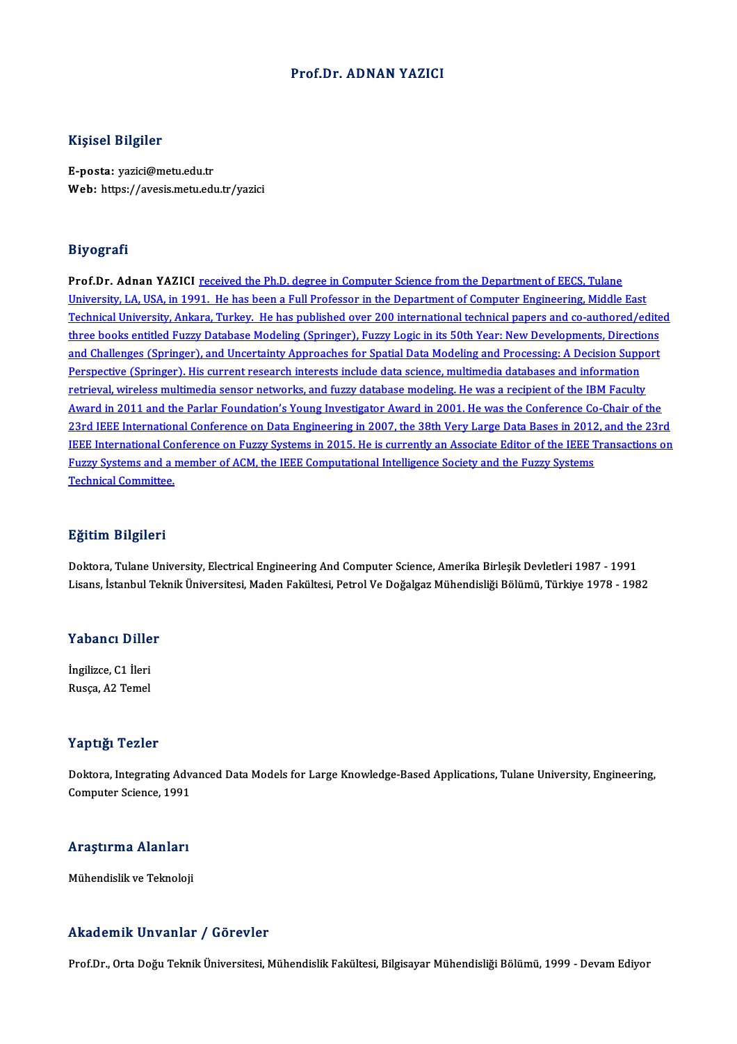# Prof.Dr. ADNAN YAZICI

## Kişisel Bilgiler

**E-posta:** yazici@metu.edu.tr
**Web:** https://avesis.metu.edu.tr/yazici

## Biyografi

**Prof.Dr. Adnan YAZICI** received the Ph.D. degree in Computer Science from the Department of EECS, Tulane University, LA, USA, in 1991. He has been a Full Professor in the Department of Computer Engineering, Middle East Technical University, Ankara, Turkey. He has published over 200 international technical papers and co-authored/edited three books entitled Fuzzy Database Modeling (Springer), Fuzzy Logic in its 50th Year: New Developments, Directions and Challenges (Springer), and Uncertainty Approaches for Spatial Data Modeling and Processing: A Decision Support Perspective (Springer). His current research interests include data science, multimedia databases and information retrieval, wireless multimedia sensor networks, and fuzzy database modeling. He was a recipient of the IBM Faculty Award in 2011 and the Parlar Foundation's Young Investigator Award in 2001. He was the Conference Co-Chair of the 23rd IEEE International Conference on Data Engineering in 2007, the 38th Very Large Data Bases in 2012, and the 23rd IEEE International Conference on Fuzzy Systems in 2015. He is currently an Associate Editor of the IEEE Transactions on Fuzzy Systems and a member of ACM, the IEEE Computational Intelligence Society and the Fuzzy Systems Technical Committee.

## Eğitim Bilgileri

Doktora, Tulane University, Electrical Engineering And Computer Science, Amerika Birleşik Devletleri 1987 - 1991
Lisans, İstanbul Teknik Üniversitesi, Maden Fakültesi, Petrol Ve Doğalgaz Mühendisliği Bölümü, Türkiye 1978 - 1982

## Yabancı Diller

İngilizce, C1 İleri
Rusça, A2 Temel

## Yaptığı Tezler

Doktora, Integrating Advanced Data Models for Large Knowledge-Based Applications, Tulane University, Engineering, Computer Science, 1991

## Araştırma Alanları

Mühendislik ve Teknoloji

## Akademik Unvanlar / Görevler

Prof.Dr., Orta Doğu Teknik Üniversitesi, Mühendislik Fakültesi, Bilgisayar Mühendisliği Bölümü, 1999 - Devam Ediyor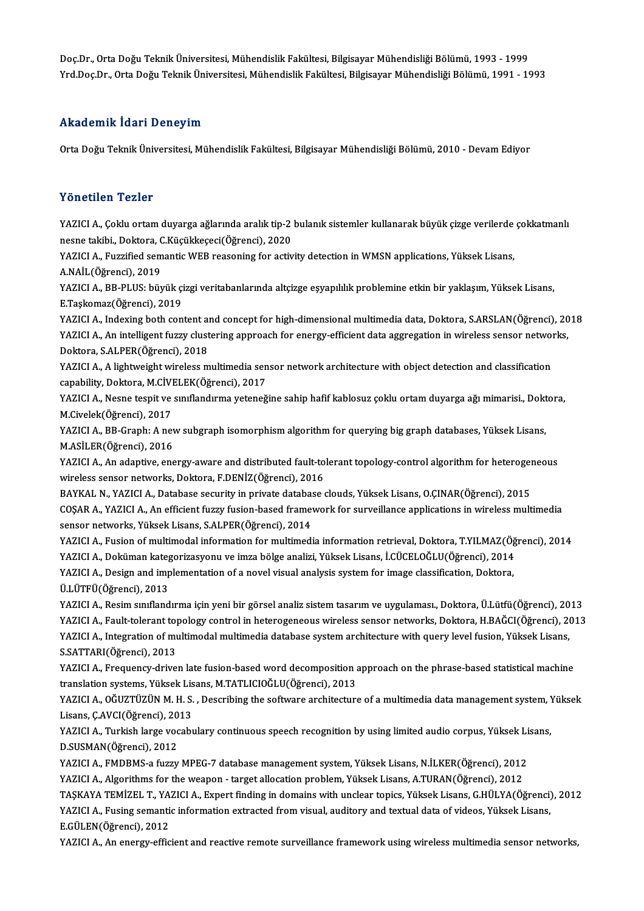Doç.Dr., Orta Doğu Teknik Üniversitesi, Mühendislik Fakültesi, Bilgisayar Mühendisliği Bölümü, 1993 - 1999
Yrd.Doç.Dr., Orta Doğu Teknik Üniversitesi, Mühendislik Fakültesi, Bilgisayar Mühendisliği Bölümü, 1991 - 1993

## Akademik İdari Deneyim

Orta Doğu Teknik Üniversitesi, Mühendislik Fakültesi, Bilgisayar Mühendisliği Bölümü, 2010 - Devam Ediyor

## Yönetilen Tezler

YAZICI A., Çoklu ortam duyarga ağlarında aralık tip-2 bulanık sistemler kullanarak büyük çizge verilerde çokkatmanlı nesne takibi., Doktora, C.Küçükkeçeci(Öğrenci), 2020

YAZICI A., Fuzzified semantic WEB reasoning for activity detection in WMSN applications, Yüksek Lisans, A.NAİL(Öğrenci), 2019

YAZICI A., BB-PLUS: büyük çizgi veritabanlarında altçizge eşyapılılık problemine etkin bir yaklaşım, Yüksek Lisans, E.Taşkomaz(Öğrenci), 2019

YAZICI A., Indexing both content and concept for high-dimensional multimedia data, Doktora, S.ARSLAN(Öğrenci), 2018

YAZICI A., An intelligent fuzzy clustering approach for energy-efficient data aggregation in wireless sensor networks, Doktora, S.ALPER(Öğrenci), 2018

YAZICI A., A lightweight wireless multimedia sensor network architecture with object detection and classification capability, Doktora, M.CİVELEK(Öğrenci), 2017

YAZICI A., Nesne tespit ve sınıflandırma yeteneğine sahip hafif kablosuz çoklu ortam duyarga ağı mimarisi., Doktora, M.Civelek(Öğrenci), 2017

YAZICI A., BB-Graph: A new subgraph isomorphism algorithm for querying big graph databases, Yüksek Lisans, M.ASİLER(Öğrenci), 2016

YAZICI A., An adaptive, energy-aware and distributed fault-tolerant topology-control algorithm for heterogeneous wireless sensor networks, Doktora, F.DENİZ(Öğrenci), 2016

BAYKAL N., YAZICI A., Database security in private database clouds, Yüksek Lisans, O.ÇINAR(Öğrenci), 2015

COŞAR A., YAZICI A., An efficient fuzzy fusion-based framework for surveillance applications in wireless multimedia sensor networks, Yüksek Lisans, S.ALPER(Öğrenci), 2014

YAZICI A., Fusion of multimodal information for multimedia information retrieval, Doktora, T.YILMAZ(Öğrenci), 2014

YAZICI A., Doküman kategorizasyonu ve imza bölge analizi, Yüksek Lisans, İ.CÜCELOĞLU(Öğrenci), 2014

YAZICI A., Design and implementation of a novel visual analysis system for image classification, Doktora, Ü.LÜTFÜ(Öğrenci), 2013

YAZICI A., Resim sınıflandırma için yeni bir görsel analiz sistem tasarım ve uygulaması., Doktora, Ü.Lütfü(Öğrenci), 2013

YAZICI A., Fault-tolerant topology control in heterogeneous wireless sensor networks, Doktora, H.BAĞCI(Öğrenci), 2013

YAZICI A., Integration of multimodal multimedia database system architecture with query level fusion, Yüksek Lisans, S.SATTARI(Öğrenci), 2013

YAZICI A., Frequency-driven late fusion-based word decomposition approach on the phrase-based statistical machine translation systems, Yüksek Lisans, M.TATLICIOĞLU(Öğrenci), 2013

YAZICI A., OĞUZTÜZÜN M. H. S. , Describing the software architecture of a multimedia data management system, Yüksek Lisans, Ç.AVCI(Öğrenci), 2013

YAZICI A., Turkish large vocabulary continuous speech recognition by using limited audio corpus, Yüksek Lisans, D.SUSMAN(Öğrenci), 2012

YAZICI A., FMDBMS-a fuzzy MPEG-7 database management system, Yüksek Lisans, N.İLKER(Öğrenci), 2012

YAZICI A., Algorithms for the weapon - target allocation problem, Yüksek Lisans, A.TURAN(Öğrenci), 2012

TAŞKAYA TEMİZEL T., YAZICI A., Expert finding in domains with unclear topics, Yüksek Lisans, G.HÜLYA(Öğrenci), 2012

YAZICI A., Fusing semantic information extracted from visual, auditory and textual data of videos, Yüksek Lisans, E.GÜLEN(Öğrenci), 2012

YAZICI A., An energy-efficient and reactive remote surveillance framework using wireless multimedia sensor networks,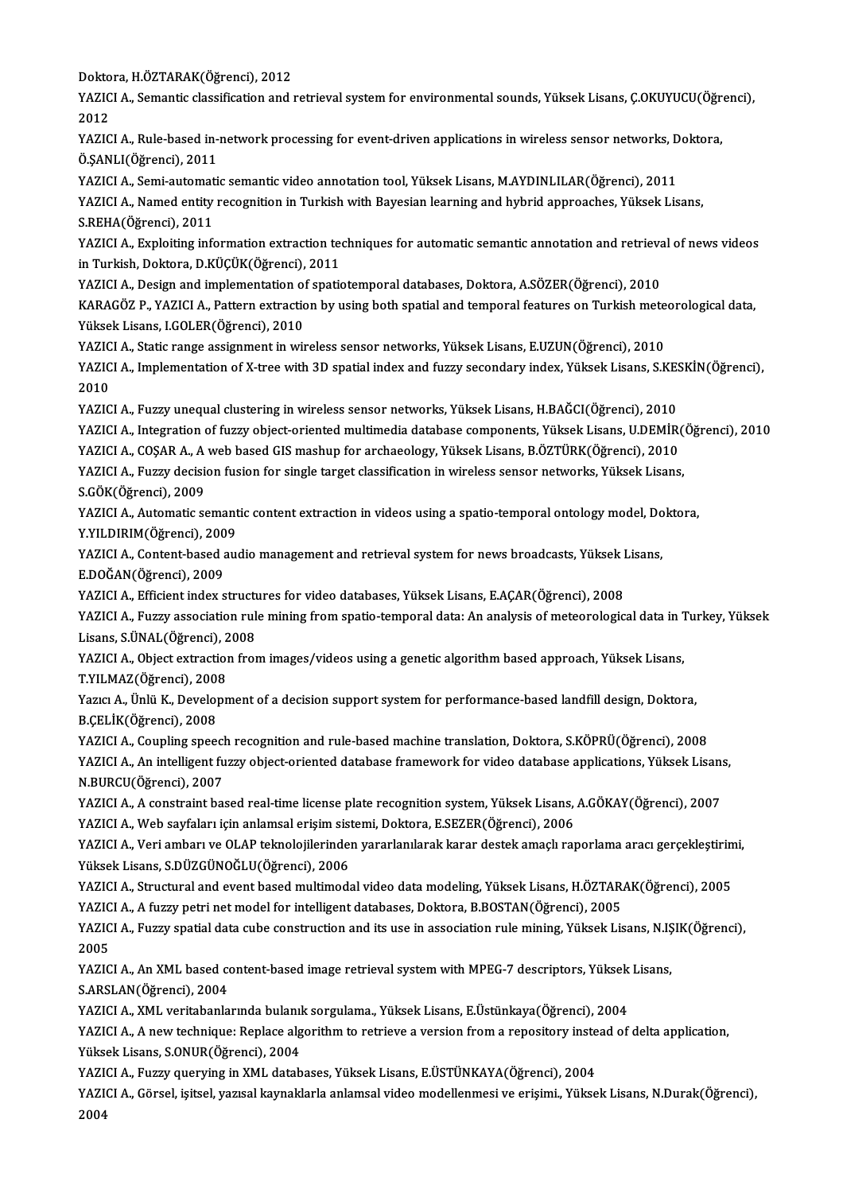Doktora, H.ÖZTARAK(Öğrenci), 2012

YAZICI A., Semantic classification and retrieval system for environmental sounds, Yüksek Lisans, Ç.OKUYUCU(Öğrenci), 2012

YAZICI A., Rule-based in-network processing for event-driven applications in wireless sensor networks, Doktora, Ö.ŞANLI(Öğrenci), 2011

YAZICI A., Semi-automatic semantic video annotation tool, Yüksek Lisans, M.AYDINLILAR(Öğrenci), 2011

YAZICI A., Named entity recognition in Turkish with Bayesian learning and hybrid approaches, Yüksek Lisans, S.REHA(Öğrenci), 2011

YAZICI A., Exploiting information extraction techniques for automatic semantic annotation and retrieval of news videos in Turkish, Doktora, D.KÜÇÜK(Öğrenci), 2011

YAZICI A., Design and implementation of spatiotemporal databases, Doktora, A.SÖZER(Öğrenci), 2010

KARAGÖZ P., YAZICI A., Pattern extraction by using both spatial and temporal features on Turkish meteorological data, Yüksek Lisans, I.GOLER(Öğrenci), 2010

YAZICI A., Static range assignment in wireless sensor networks, Yüksek Lisans, E.UZUN(Öğrenci), 2010

YAZICI A., Implementation of X-tree with 3D spatial index and fuzzy secondary index, Yüksek Lisans, S.KESKİN(Öğrenci), 2010

YAZICI A., Fuzzy unequal clustering in wireless sensor networks, Yüksek Lisans, H.BAĞCI(Öğrenci), 2010

YAZICI A., Integration of fuzzy object-oriented multimedia database components, Yüksek Lisans, U.DEMİR(Öğrenci), 2010

YAZICI A., COŞAR A., A web based GIS mashup for archaeology, Yüksek Lisans, B.ÖZTÜRK(Öğrenci), 2010

YAZICI A., Fuzzy decision fusion for single target classification in wireless sensor networks, Yüksek Lisans, S.GÖK(Öğrenci), 2009

YAZICI A., Automatic semantic content extraction in videos using a spatio-temporal ontology model, Doktora, Y.YILDIRIM(Öğrenci), 2009

YAZICI A., Content-based audio management and retrieval system for news broadcasts, Yüksek Lisans, E.DOĞAN(Öğrenci), 2009

YAZICI A., Efficient index structures for video databases, Yüksek Lisans, E.AÇAR(Öğrenci), 2008

YAZICI A., Fuzzy association rule mining from spatio-temporal data: An analysis of meteorological data in Turkey, Yüksek Lisans, S.ÜNAL(Öğrenci), 2008

YAZICI A., Object extraction from images/videos using a genetic algorithm based approach, Yüksek Lisans, T.YILMAZ(Öğrenci), 2008

Yazıcı A., Ünlü K., Development of a decision support system for performance-based landfill design, Doktora, B.ÇELİK(Öğrenci), 2008

YAZICI A., Coupling speech recognition and rule-based machine translation, Doktora, S.KÖPRÜ(Öğrenci), 2008

YAZICI A., An intelligent fuzzy object-oriented database framework for video database applications, Yüksek Lisans, N.BURCU(Öğrenci), 2007

YAZICI A., A constraint based real-time license plate recognition system, Yüksek Lisans, A.GÖKAY(Öğrenci), 2007

YAZICI A., Web sayfaları için anlamsal erişim sistemi, Doktora, E.SEZER(Öğrenci), 2006

YAZICI A., Veri ambarı ve OLAP teknolojilerinden yararlanılarak karar destek amaçlı raporlama aracı gerçekleştirimi, Yüksek Lisans, S.DÜZGÜNOĞLU(Öğrenci), 2006

YAZICI A., Structural and event based multimodal video data modeling, Yüksek Lisans, H.ÖZTARAK(Öğrenci), 2005

YAZICI A., A fuzzy petri net model for intelligent databases, Doktora, B.BOSTAN(Öğrenci), 2005

YAZICI A., Fuzzy spatial data cube construction and its use in association rule mining, Yüksek Lisans, N.IŞIK(Öğrenci), 2005

YAZICI A., An XML based content-based image retrieval system with MPEG-7 descriptors, Yüksek Lisans, S.ARSLAN(Öğrenci), 2004

YAZICI A., XML veritabanlarında bulanık sorgulama., Yüksek Lisans, E.Üstünkaya(Öğrenci), 2004

YAZICI A., A new technique: Replace algorithm to retrieve a version from a repository instead of delta application, Yüksek Lisans, S.ONUR(Öğrenci), 2004

YAZICI A., Fuzzy querying in XML databases, Yüksek Lisans, E.ÜSTÜNKAYA(Öğrenci), 2004

YAZICI A., Görsel, işitsel, yazısal kaynaklarla anlamsal video modellenmesi ve erişimi., Yüksek Lisans, N.Durak(Öğrenci), 2004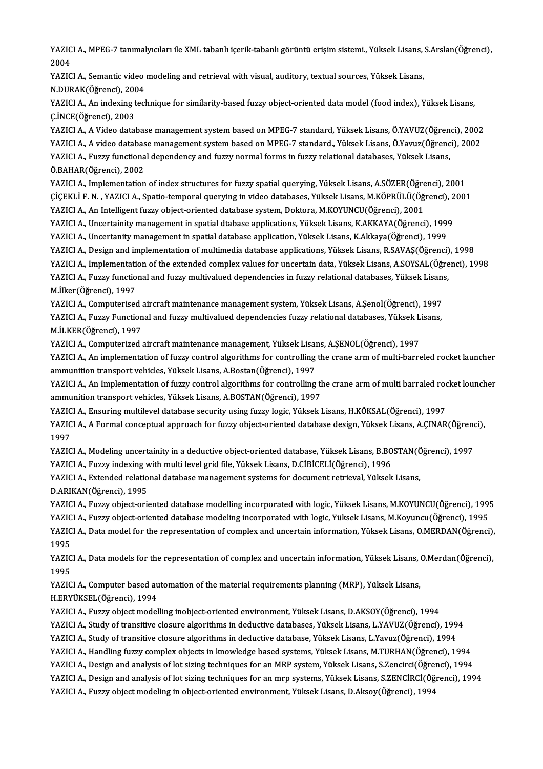YAZICI A., MPEG-7 tanımalyıcıları ile XML tabanlı içerik-tabanlı görüntü erişim sistemi., Yüksek Lisans, S.Arslan(Öğrenci), 2004

YAZICI A., Semantic video modeling and retrieval with visual, auditory, textual sources, Yüksek Lisans, N.DURAK(Öğrenci), 2004

YAZICI A., An indexing technique for similarity-based fuzzy object-oriented data model (food index), Yüksek Lisans, Ç.İNCE(Öğrenci), 2003

YAZICI A., A Video database management system based on MPEG-7 standard, Yüksek Lisans, Ö.YAVUZ(Öğrenci), 2002

YAZICI A., A video database management system based on MPEG-7 standard., Yüksek Lisans, Ö.Yavuz(Öğrenci), 2002

YAZICI A., Fuzzy functional dependency and fuzzy normal forms in fuzzy relational databases, Yüksek Lisans, Ö.BAHAR(Öğrenci), 2002

YAZICI A., Implementation of index structures for fuzzy spatial querying, Yüksek Lisans, A.SÖZER(Öğrenci), 2001

ÇİÇEKLİ F. N. , YAZICI A., Spatio-temporal querying in video databases, Yüksek Lisans, M.KÖPRÜLÜ(Öğrenci), 2001

YAZICI A., An Intelligent fuzzy object-oriented database system, Doktora, M.KOYUNCU(Öğrenci), 2001

YAZICI A., Uncertainity management in spatial dtabase applications, Yüksek Lisans, K.AKKAYA(Öğrenci), 1999

YAZICI A., Uncertanity management in spatial database application, Yüksek Lisans, K.Akkaya(Öğrenci), 1999

YAZICI A., Design and implementation of multimedia database applications, Yüksek Lisans, R.SAVAŞ(Öğrenci), 1998

YAZICI A., Implementation of the extended complex values for uncertain data, Yüksek Lisans, A.SOYSAL(Öğrenci), 1998

YAZICI A., Fuzzy functional and fuzzy multivalued dependencies in fuzzy relational databases, Yüksek Lisans, M.İlker(Öğrenci), 1997

YAZICI A., Computerised aircraft maintenance management system, Yüksek Lisans, A.Şenol(Öğrenci), 1997

YAZICI A., Fuzzy Functional and fuzzy multivalued dependencies fuzzy relational databases, Yüksek Lisans, M.İLKER(Öğrenci), 1997

YAZICI A., Computerized aircraft maintenance management, Yüksek Lisans, A.ŞENOL(Öğrenci), 1997

YAZICI A., An implementation of fuzzy control algorithms for controlling the crane arm of multi-barreled rocket launcher ammunition transport vehicles, Yüksek Lisans, A.Bostan(Öğrenci), 1997

YAZICI A., An Implementation of fuzzy control algorithms for controlling the crane arm of multi barraled rocket louncher ammunition transport vehicles, Yüksek Lisans, A.BOSTAN(Öğrenci), 1997

YAZICI A., Ensuring multilevel database security using fuzzy logic, Yüksek Lisans, H.KÖKSAL(Öğrenci), 1997

YAZICI A., A Formal conceptual approach for fuzzy object-oriented database design, Yüksek Lisans, A.ÇINAR(Öğrenci), 1997

YAZICI A., Modeling uncertainity in a deductive object-oriented database, Yüksek Lisans, B.BOSTAN(Öğrenci), 1997

YAZICI A., Fuzzy indexing with multi level grid file, Yüksek Lisans, D.CİBİCELİ(Öğrenci), 1996

YAZICI A., Extended relational database management systems for document retrieval, Yüksek Lisans, D.ARIKAN(Öğrenci), 1995

YAZICI A., Fuzzy object-oriented database modelling incorporated with logic, Yüksek Lisans, M.KOYUNCU(Öğrenci), 1995

YAZICI A., Fuzzy object-oriented database modeling incorporated with logic, Yüksek Lisans, M.Koyuncu(Öğrenci), 1995

YAZICI A., Data model for the representation of complex and uncertain information, Yüksek Lisans, O.MERDAN(Öğrenci), 1995

YAZICI A., Data models for the representation of complex and uncertain information, Yüksek Lisans, O.Merdan(Öğrenci), 1995

YAZICI A., Computer based automation of the material requirements planning (MRP), Yüksek Lisans, H.ERYÜKSEL(Öğrenci), 1994

YAZICI A., Fuzzy object modelling inobject-oriented environment, Yüksek Lisans, D.AKSOY(Öğrenci), 1994

YAZICI A., Study of transitive closure algorithms in deductive databases, Yüksek Lisans, L.YAVUZ(Öğrenci), 1994

YAZICI A., Study of transitive closure algorithms in deductive database, Yüksek Lisans, L.Yavuz(Öğrenci), 1994

YAZICI A., Handling fuzzy complex objects in knowledge based systems, Yüksek Lisans, M.TURHAN(Öğrenci), 1994

YAZICI A., Design and analysis of lot sizing techniques for an MRP system, Yüksek Lisans, S.Zencirci(Öğrenci), 1994

YAZICI A., Design and analysis of lot sizing techniques for an mrp systems, Yüksek Lisans, S.ZENCİRCİ(Öğrenci), 1994

YAZICI A., Fuzzy object modeling in object-oriented environment, Yüksek Lisans, D.Aksoy(Öğrenci), 1994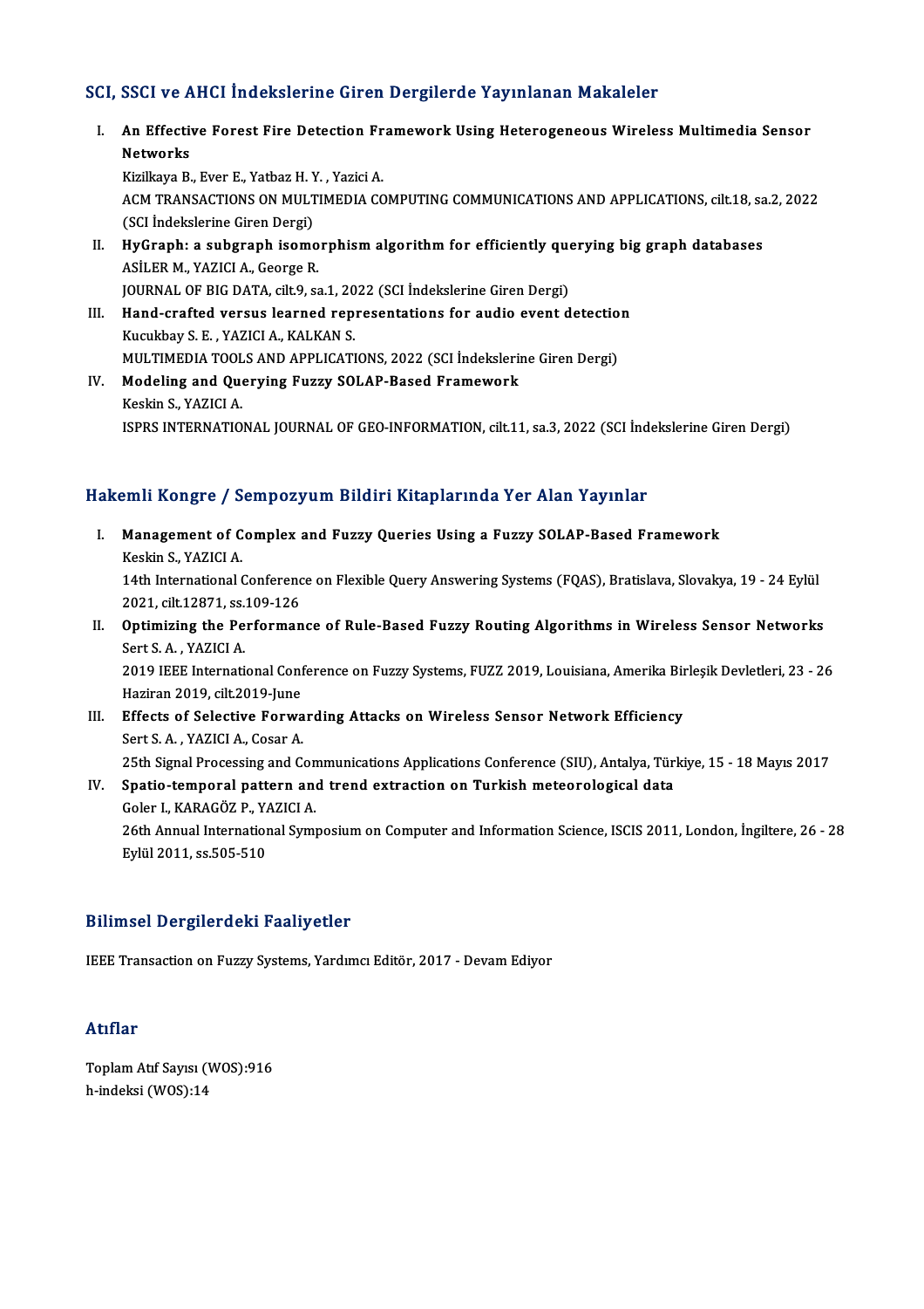## SCI, SSCI ve AHCI İndekslerine Giren Dergilerde Yayınlanan Makaleler

I. **An Effective Forest Fire Detection Framework Using Heterogeneous Wireless Multimedia Sensor Networks**
   Kizilkaya B., Ever E., Yatbaz H. Y. , Yazici A.
   ACM TRANSACTIONS ON MULTIMEDIA COMPUTING COMMUNICATIONS AND APPLICATIONS, cilt.18, sa.2, 2022 (SCI İndekslerine Giren Dergi)
II. **HyGraph: a subgraph isomorphism algorithm for efficiently querying big graph databases**
   ASİLER M., YAZICI A., George R.
   JOURNAL OF BIG DATA, cilt.9, sa.1, 2022 (SCI İndekslerine Giren Dergi)
III. **Hand-crafted versus learned representations for audio event detection**
   Kucukbay S. E. , YAZICI A., KALKAN S.
   MULTIMEDIA TOOLS AND APPLICATIONS, 2022 (SCI İndekslerine Giren Dergi)
IV. **Modeling and Querying Fuzzy SOLAP-Based Framework**
   Keskin S., YAZICI A.
   ISPRS INTERNATIONAL JOURNAL OF GEO-INFORMATION, cilt.11, sa.3, 2022 (SCI İndekslerine Giren Dergi)

## Hakemli Kongre / Sempozyum Bildiri Kitaplarında Yer Alan Yayınlar

I. **Management of Complex and Fuzzy Queries Using a Fuzzy SOLAP-Based Framework**
   Keskin S., YAZICI A.
   14th International Conference on Flexible Query Answering Systems (FQAS), Bratislava, Slovakya, 19 - 24 Eylül 2021, cilt.12871, ss.109-126
II. **Optimizing the Performance of Rule-Based Fuzzy Routing Algorithms in Wireless Sensor Networks**
   Sert S. A. , YAZICI A.
   2019 IEEE International Conference on Fuzzy Systems, FUZZ 2019, Louisiana, Amerika Birleşik Devletleri, 23 - 26 Haziran 2019, cilt.2019-June
III. **Effects of Selective Forwarding Attacks on Wireless Sensor Network Efficiency**
   Sert S. A. , YAZICI A., Cosar A.
   25th Signal Processing and Communications Applications Conference (SIU), Antalya, Türkiye, 15 - 18 Mayıs 2017
IV. **Spatio-temporal pattern and trend extraction on Turkish meteorological data**
   Goler I., KARAGÖZ P., YAZICI A.
   26th Annual International Symposium on Computer and Information Science, ISCIS 2011, London, İngiltere, 26 - 28 Eylül 2011, ss.505-510

## Bilimsel Dergilerdeki Faaliyetler

IEEE Transaction on Fuzzy Systems, Yardımcı Editör, 2017 - Devam Ediyor

## Atıflar

Toplam Atıf Sayısı (WOS):916
h-indeksi (WOS):14